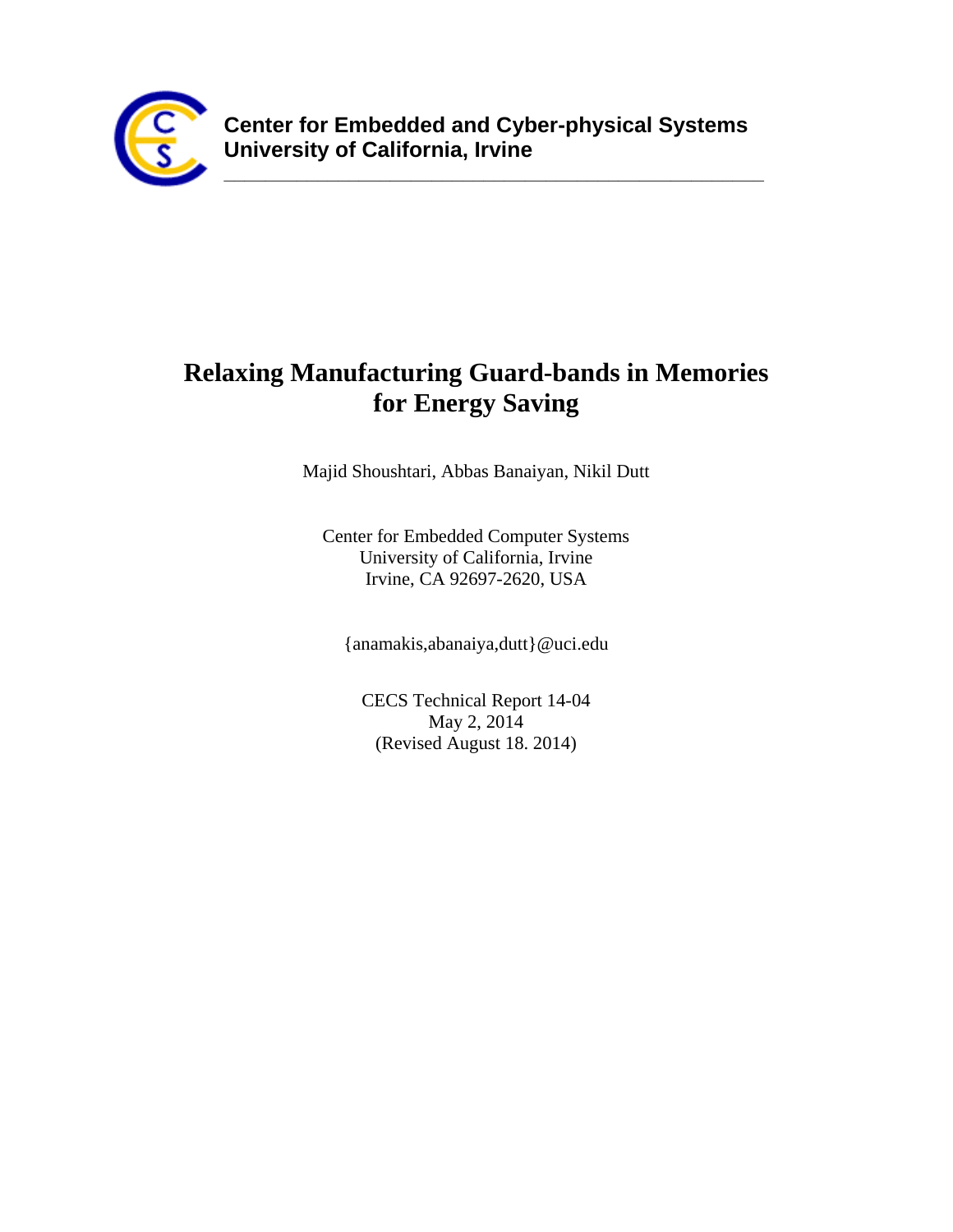**Center for Embedded and Cyber-physical Systems**
**University of California, Irvine**

# Relaxing Manufacturing Guard-bands in Memories for Energy Saving

Majid Shoushtari, Abbas Banaiyan, Nikil Dutt

Center for Embedded Computer Systems
University of California, Irvine
Irvine, CA 92697-2620, USA

{anamakis,abanaiya,dutt}@uci.edu

CECS Technical Report 14-04
May 2, 2014
(Revised August 18. 2014)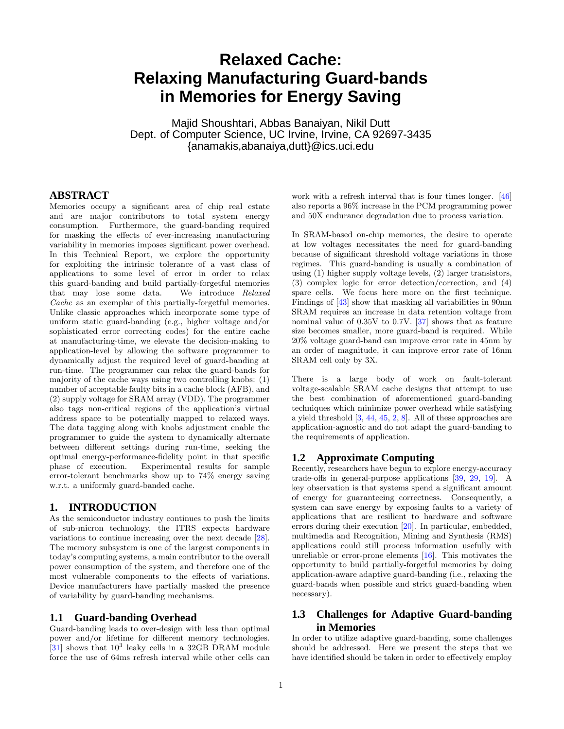# Relaxed Cache: Relaxing Manufacturing Guard-bands in Memories for Energy Saving

Majid Shoushtari, Abbas Banaiyan, Nikil Dutt
Dept. of Computer Science, UC Irvine, Irvine, CA 92697-3435
{anamakis,abanaiya,dutt}@ics.uci.edu

## ABSTRACT

Memories occupy a significant area of chip real estate and are major contributors to total system energy consumption. Furthermore, the guard-banding required for masking the effects of ever-increasing manufacturing variability in memories imposes significant power overhead. In this Technical Report, we explore the opportunity for exploiting the intrinsic tolerance of a vast class of applications to some level of error in order to relax this guard-banding and build partially-forgetful memories that may lose some data. We introduce *Relaxed Cache* as an exemplar of this partially-forgetful memories. Unlike classic approaches which incorporate some type of uniform static guard-banding (e.g., higher voltage and/or sophisticated error correcting codes) for the entire cache at manufacturing-time, we elevate the decision-making to application-level by allowing the software programmer to dynamically adjust the required level of guard-banding at run-time. The programmer can relax the guard-bands for majority of the cache ways using two controlling knobs: (1) number of acceptable faulty bits in a cache block (AFB), and (2) supply voltage for SRAM array (VDD). The programmer also tags non-critical regions of the application's virtual address space to be potentially mapped to relaxed ways. The data tagging along with knobs adjustment enable the programmer to guide the system to dynamically alternate between different settings during run-time, seeking the optimal energy-performance-fidelity point in that specific phase of execution. Experimental results for sample error-tolerant benchmarks show up to 74% energy saving w.r.t. a uniformly guard-banded cache.

## 1. INTRODUCTION

As the semiconductor industry continues to push the limits of sub-micron technology, the ITRS expects hardware variations to continue increasing over the next decade [28]. The memory subsystem is one of the largest components in today's computing systems, a main contributor to the overall power consumption of the system, and therefore one of the most vulnerable components to the effects of variations. Device manufacturers have partially masked the presence of variability by guard-banding mechanisms.

### 1.1 Guard-banding Overhead

Guard-banding leads to over-design with less than optimal power and/or lifetime for different memory technologies. [31] shows that $10^3$ leaky cells in a 32GB DRAM module force the use of 64ms refresh interval while other cells can work with a refresh interval that is four times longer. [46] also reports a 96% increase in the PCM programming power and 50X endurance degradation due to process variation.

In SRAM-based on-chip memories, the desire to operate at low voltages necessitates the need for guard-banding because of significant threshold voltage variations in those regimes. This guard-banding is usually a combination of using (1) higher supply voltage levels, (2) larger transistors, (3) complex logic for error detection/correction, and (4) spare cells. We focus here more on the first technique. Findings of [43] show that masking all variabilities in 90nm SRAM requires an increase in data retention voltage from nominal value of 0.35V to 0.7V. [37] shows that as feature size becomes smaller, more guard-band is required. While 20% voltage guard-band can improve error rate in 45nm by an order of magnitude, it can improve error rate of 16nm SRAM cell only by 3X.

There is a large body of work on fault-tolerant voltage-scalable SRAM cache designs that attempt to use the best combination of aforementioned guard-banding techniques which minimize power overhead while satisfying a yield threshold [3, 44, 45, 2, 8]. All of these approaches are application-agnostic and do not adapt the guard-banding to the requirements of application.

### 1.2 Approximate Computing

Recently, researchers have begun to explore energy-accuracy trade-offs in general-purpose applications [39, 29, 19]. A key observation is that systems spend a significant amount of energy for guaranteeing correctness. Consequently, a system can save energy by exposing faults to a variety of applications that are resilient to hardware and software errors during their execution [20]. In particular, embedded, multimedia and Recognition, Mining and Synthesis (RMS) applications could still process information usefully with unreliable or error-prone elements [16]. This motivates the opportunity to build partially-forgetful memories by doing application-aware adaptive guard-banding (i.e., relaxing the guard-bands when possible and strict guard-banding when necessary).

### 1.3 Challenges for Adaptive Guard-banding in Memories

In order to utilize adaptive guard-banding, some challenges should be addressed. Here we present the steps that we have identified should be taken in order to effectively employ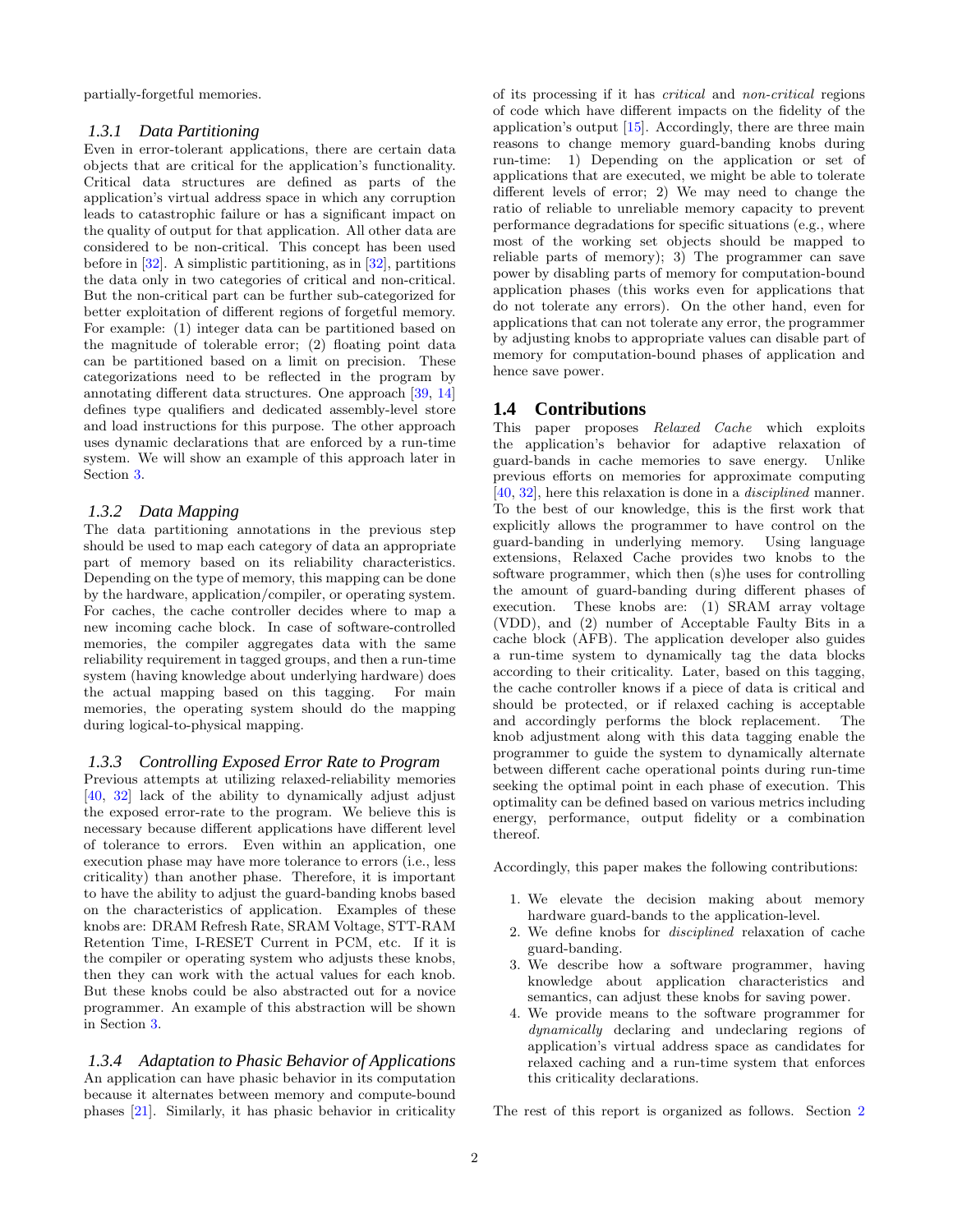partially-forgetful memories.

### 1.3.1 Data Partitioning

Even in error-tolerant applications, there are certain data objects that are critical for the application's functionality. Critical data structures are defined as parts of the application's virtual address space in which any corruption leads to catastrophic failure or has a significant impact on the quality of output for that application. All other data are considered to be non-critical. This concept has been used before in [32]. A simplistic partitioning, as in [32], partitions the data only in two categories of critical and non-critical. But the non-critical part can be further sub-categorized for better exploitation of different regions of forgetful memory. For example: (1) integer data can be partitioned based on the magnitude of tolerable error; (2) floating point data can be partitioned based on a limit on precision. These categorizations need to be reflected in the program by annotating different data structures. One approach [39, 14] defines type qualifiers and dedicated assembly-level store and load instructions for this purpose. The other approach uses dynamic declarations that are enforced by a run-time system. We will show an example of this approach later in Section 3.

### 1.3.2 Data Mapping

The data partitioning annotations in the previous step should be used to map each category of data an appropriate part of memory based on its reliability characteristics. Depending on the type of memory, this mapping can be done by the hardware, application/compiler, or operating system. For caches, the cache controller decides where to map a new incoming cache block. In case of software-controlled memories, the compiler aggregates data with the same reliability requirement in tagged groups, and then a run-time system (having knowledge about underlying hardware) does the actual mapping based on this tagging. For main memories, the operating system should do the mapping during logical-to-physical mapping.

### 1.3.3 Controlling Exposed Error Rate to Program

Previous attempts at utilizing relaxed-reliability memories [40, 32] lack of the ability to dynamically adjust adjust the exposed error-rate to the program. We believe this is necessary because different applications have different level of tolerance to errors. Even within an application, one execution phase may have more tolerance to errors (i.e., less criticality) than another phase. Therefore, it is important to have the ability to adjust the guard-banding knobs based on the characteristics of application. Examples of these knobs are: DRAM Refresh Rate, SRAM Voltage, STT-RAM Retention Time, I-RESET Current in PCM, etc. If it is the compiler or operating system who adjusts these knobs, then they can work with the actual values for each knob. But these knobs could be also abstracted out for a novice programmer. An example of this abstraction will be shown in Section 3.

### 1.3.4 Adaptation to Phasic Behavior of Applications

An application can have phasic behavior in its computation because it alternates between memory and compute-bound phases [21]. Similarly, it has phasic behavior in criticality of its processing if it has *critical* and *non-critical* regions of code which have different impacts on the fidelity of the application's output [15]. Accordingly, there are three main reasons to change memory guard-banding knobs during run-time: 1) Depending on the application or set of applications that are executed, we might be able to tolerate different levels of error; 2) We may need to change the ratio of reliable to unreliable memory capacity to prevent performance degradations for specific situations (e.g., where most of the working set objects should be mapped to reliable parts of memory); 3) The programmer can save power by disabling parts of memory for computation-bound application phases (this works even for applications that do not tolerate any errors). On the other hand, even for applications that can not tolerate any error, the programmer by adjusting knobs to appropriate values can disable part of memory for computation-bound phases of application and hence save power.

## 1.4 Contributions

This paper proposes *Relaxed Cache* which exploits the application's behavior for adaptive relaxation of guard-bands in cache memories to save energy. Unlike previous efforts on memories for approximate computing [40, 32], here this relaxation is done in a *disciplined* manner. To the best of our knowledge, this is the first work that explicitly allows the programmer to have control on the guard-banding in underlying memory. Using language extensions, Relaxed Cache provides two knobs to the software programmer, which then (s)he uses for controlling the amount of guard-banding during different phases of execution. These knobs are: (1) SRAM array voltage (VDD), and (2) number of Acceptable Faulty Bits in a cache block (AFB). The application developer also guides a run-time system to dynamically tag the data blocks according to their criticality. Later, based on this tagging, the cache controller knows if a piece of data is critical and should be protected, or if relaxed caching is acceptable and accordingly performs the block replacement. The knob adjustment along with this data tagging enable the programmer to guide the system to dynamically alternate between different cache operational points during run-time seeking the optimal point in each phase of execution. This optimality can be defined based on various metrics including energy, performance, output fidelity or a combination thereof.

Accordingly, this paper makes the following contributions:

1. We elevate the decision making about memory hardware guard-bands to the application-level.
2. We define knobs for *disciplined* relaxation of cache guard-banding.
3. We describe how a software programmer, having knowledge about application characteristics and semantics, can adjust these knobs for saving power.
4. We provide means to the software programmer for *dynamically* declaring and undeclaring regions of application's virtual address space as candidates for relaxed caching and a run-time system that enforces this criticality declarations.

The rest of this report is organized as follows. Section 2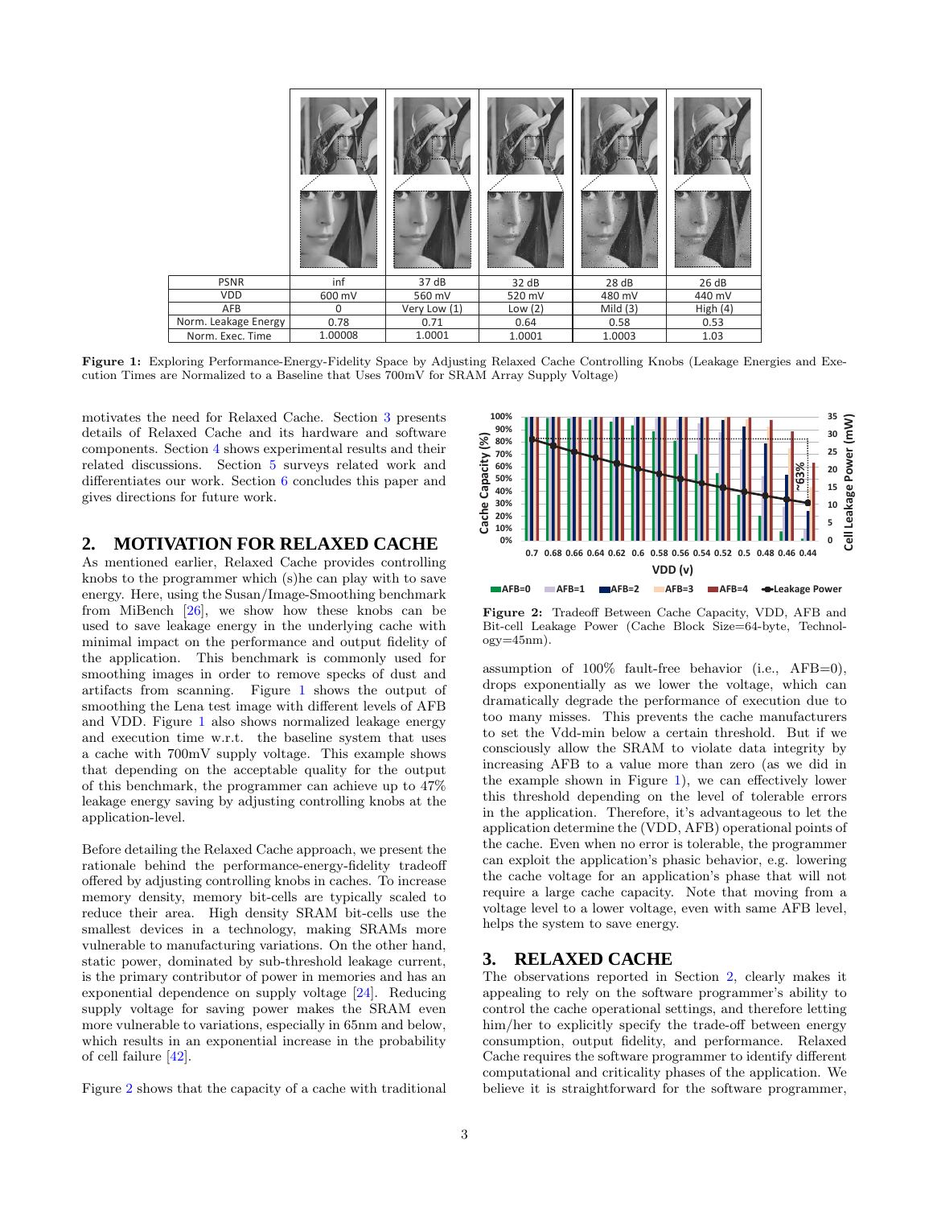| PSNR | inf | 37 dB | 32 dB | 28 dB | 26 dB |
|---|---|---|---|---|---|
| VDD | 600 mV | 560 mV | 520 mV | 480 mV | 440 mV |
| AFB | 0 | Very Low (1) | Low (2) | Mild (3) | High (4) |
| Norm. Leakage Energy | 0.78 | 0.71 | 0.64 | 0.58 | 0.53 |
| Norm. Exec. Time | 1.00008 | 1.0001 | 1.0001 | 1.0003 | 1.03 |

**Figure 1:** Exploring Performance-Energy-Fidelity Space by Adjusting Relaxed Cache Controlling Knobs (Leakage Energies and Execution Times are Normalized to a Baseline that Uses 700mV for SRAM Array Supply Voltage)

motivates the need for Relaxed Cache. Section 3 presents details of Relaxed Cache and its hardware and software components. Section 4 shows experimental results and their related discussions. Section 5 surveys related work and differentiates our work. Section 6 concludes this paper and gives directions for future work.

## 2. MOTIVATION FOR RELAXED CACHE

As mentioned earlier, Relaxed Cache provides controlling knobs to the programmer which (s)he can play with to save energy. Here, using the Susan/Image-Smoothing benchmark from MiBench [26], we show how these knobs can be used to save leakage energy in the underlying cache with minimal impact on the performance and output fidelity of the application. This benchmark is commonly used for smoothing images in order to remove specks of dust and artifacts from scanning. Figure 1 shows the output of smoothing the Lena test image with different levels of AFB and VDD. Figure 1 also shows normalized leakage energy and execution time w.r.t. the baseline system that uses a cache with 700mV supply voltage. This example shows that depending on the acceptable quality for the output of this benchmark, the programmer can achieve up to 47% leakage energy saving by adjusting controlling knobs at the application-level.

Before detailing the Relaxed Cache approach, we present the rationale behind the performance-energy-fidelity tradeoff offered by adjusting controlling knobs in caches. To increase memory density, memory bit-cells are typically scaled to reduce their area. High density SRAM bit-cells use the smallest devices in a technology, making SRAMs more vulnerable to manufacturing variations. On the other hand, static power, dominated by sub-threshold leakage current, is the primary contributor of power in memories and has an exponential dependence on supply voltage [24]. Reducing supply voltage for saving power makes the SRAM even more vulnerable to variations, especially in 65nm and below, which results in an exponential increase in the probability of cell failure [42].

Figure 2 shows that the capacity of a cache with traditional

**Figure 2:** Tradeoff Between Cache Capacity, VDD, AFB and Bit-cell Leakage Power (Cache Block Size=64-byte, Technology=45nm).

assumption of 100% fault-free behavior (i.e., AFB=0), drops exponentially as we lower the voltage, which can dramatically degrade the performance of execution due to too many misses. This prevents the cache manufacturers to set the Vdd-min below a certain threshold. But if we consciously allow the SRAM to violate data integrity by increasing AFB to a value more than zero (as we did in the example shown in Figure 1), we can effectively lower this threshold depending on the level of tolerable errors in the application. Therefore, it's advantageous to let the application determine the (VDD, AFB) operational points of the cache. Even when no error is tolerable, the programmer can exploit the application's phasic behavior, e.g. lowering the cache voltage for an application's phase that will not require a large cache capacity. Note that moving from a voltage level to a lower voltage, even with same AFB level, helps the system to save energy.

## 3. RELAXED CACHE

The observations reported in Section 2, clearly makes it appealing to rely on the software programmer's ability to control the cache operational settings, and therefore letting him/her to explicitly specify the trade-off between energy consumption, output fidelity, and performance. Relaxed Cache requires the software programmer to identify different computational and criticality phases of the application. We believe it is straightforward for the software programmer,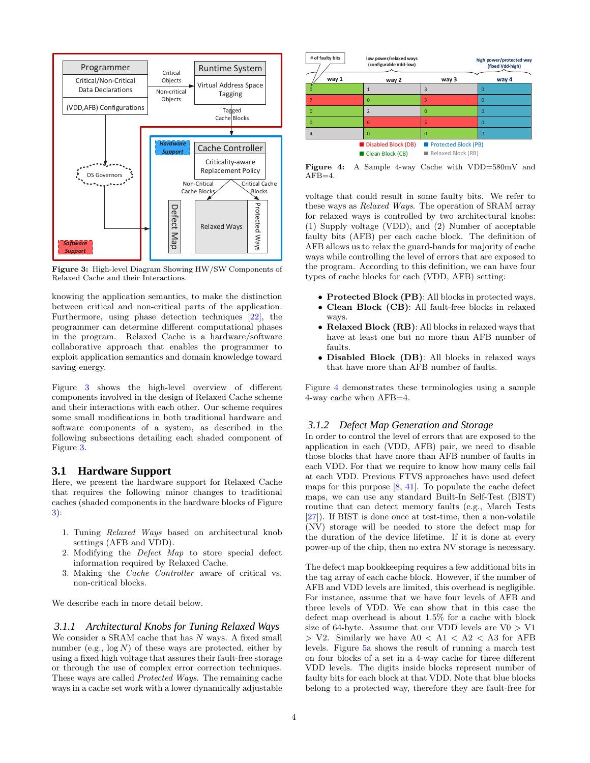Figure 3: High-level Diagram Showing HW/SW Components of Relaxed Cache and their Interactions.

knowing the application semantics, to make the distinction between critical and non-critical parts of the application. Furthermore, using phase detection techniques [22], the programmer can determine different computational phases in the program. Relaxed Cache is a hardware/software collaborative approach that enables the programmer to exploit application semantics and domain knowledge toward saving energy.

Figure 3 shows the high-level overview of different components involved in the design of Relaxed Cache scheme and their interactions with each other. Our scheme requires some small modifications in both traditional hardware and software components of a system, as described in the following subsections detailing each shaded component of Figure 3.

## 3.1 Hardware Support

Here, we present the hardware support for Relaxed Cache that requires the following minor changes to traditional caches (shaded components in the hardware blocks of Figure 3):

1. Tuning *Relaxed Ways* based on architectural knob settings (AFB and VDD).
2. Modifying the *Defect Map* to store special defect information required by Relaxed Cache.
3. Making the *Cache Controller* aware of critical vs. non-critical blocks.

We describe each in more detail below.

### 3.1.1 Architectural Knobs for Tuning Relaxed Ways

We consider a SRAM cache that has $N$ ways. A fixed small number (e.g., $\log N$) of these ways are protected, either by using a fixed high voltage that assures their fault-free storage or through the use of complex error correction techniques. These ways are called *Protected Ways*. The remaining cache ways in a cache set work with a lower dynamically adjustable

Figure 4: A Sample 4-way Cache with VDD=580mV and AFB=4.

voltage that could result in some faulty bits. We refer to these ways as *Relaxed Ways*. The operation of SRAM array for relaxed ways is controlled by two architectural knobs: (1) Supply voltage (VDD), and (2) Number of acceptable faulty bits (AFB) per each cache block. The definition of AFB allows us to relax the guard-bands for majority of cache ways while controlling the level of errors that are exposed to the program. According to this definition, we can have four types of cache blocks for each (VDD, AFB) setting:

- **Protected Block (PB)**: All blocks in protected ways.
- **Clean Block (CB)**: All fault-free blocks in relaxed ways.
- **Relaxed Block (RB)**: All blocks in relaxed ways that have at least one but no more than AFB number of faults.
- **Disabled Block (DB)**: All blocks in relaxed ways that have more than AFB number of faults.

Figure 4 demonstrates these terminologies using a sample 4-way cache when AFB=4.

### 3.1.2 Defect Map Generation and Storage

In order to control the level of errors that are exposed to the application in each (VDD, AFB) pair, we need to disable those blocks that have more than AFB number of faults in each VDD. For that we require to know how many cells fail at each VDD. Previous FTVS approaches have used defect maps for this purpose [8, 41]. To populate the cache defect maps, we can use any standard Built-In Self-Test (BIST) routine that can detect memory faults (e.g., March Tests [27]). If BIST is done once at test-time, then a non-volatile (NV) storage will be needed to store the defect map for the duration of the device lifetime. If it is done at every power-up of the chip, then no extra NV storage is necessary.

The defect map bookkeeping requires a few additional bits in the tag array of each cache block. However, if the number of AFB and VDD levels are limited, this overhead is negligible. For instance, assume that we have four levels of AFB and three levels of VDD. We can show that in this case the defect map overhead is about 1.5% for a cache with block size of 64-byte. Assume that our VDD levels are V0 > V1 > V2. Similarly we have A0 < A1 < A2 < A3 for AFB levels. Figure 5a shows the result of running a march test on four blocks of a set in a 4-way cache for three different VDD levels. The digits inside blocks represent number of faulty bits for each block at that VDD. Note that blue blocks belong to a protected way, therefore they are fault-free for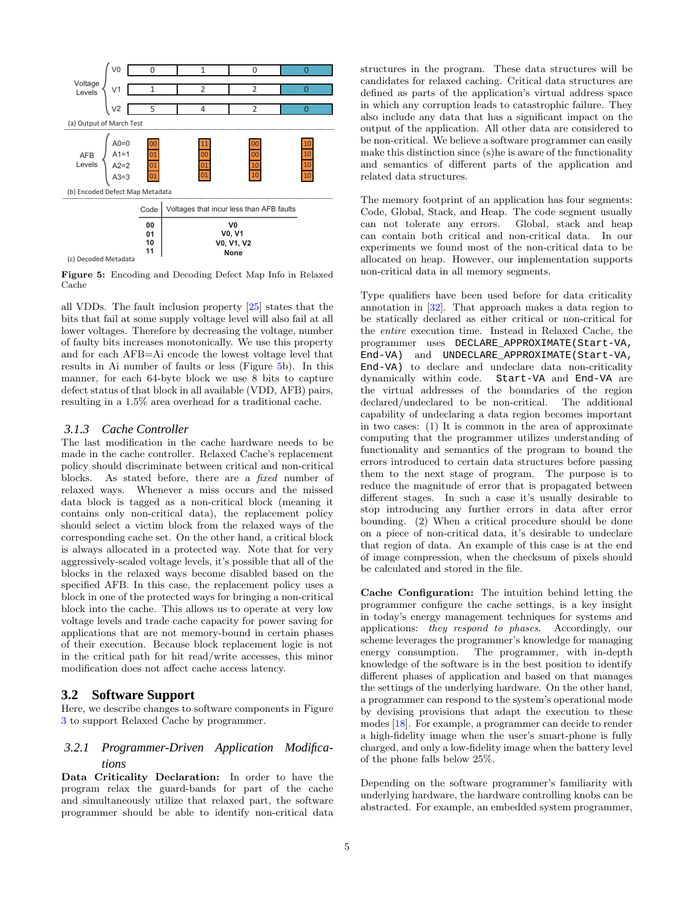| | V0 | 0 | 1 | 0 | 0 |
|---|---|---|---|---|---|
| Voltage Levels | V1 | 1 | 2 | 2 | 0 |
| | V2 | 5 | 4 | 2 | 0 |

(a) Output of March Test

| | | | | | |
|---|---|---|---|---|---|
| AFB Levels | A0=0 | 00 | 11 | 00 | 10 |
| | A1=1 | 01 | 00 | 00 | 10 |
| | A2=2 | 01 | 01 | 10 | 10 |
| | A3=3 | 01 | 01 | 10 | 10 |

(b) Encoded Defect Map Metadata

| Code | Voltages that incur less than AFB faults |
|---|---|
| 00 | V0 |
| 01 | V0, V1 |
| 10 | V0, V1, V2 |
| 11 | None |

(c) Decoded Metadata

**Figure 5:** Encoding and Decoding Defect Map Info in Relaxed Cache

all VDDs. The fault inclusion property [25] states that the bits that fail at some supply voltage level will also fail at all lower voltages. Therefore by decreasing the voltage, number of faulty bits increases monotonically. We use this property and for each AFB=Ai encode the lowest voltage level that results in Ai number of faults or less (Figure 5b). In this manner, for each 64-byte block we use 8 bits to capture defect status of that block in all available (VDD, AFB) pairs, resulting in a 1.5% area overhead for a traditional cache.

### 3.1.3 Cache Controller

The last modification in the cache hardware needs to be made in the cache controller. Relaxed Cache's replacement policy should discriminate between critical and non-critical blocks. As stated before, there are a *fixed* number of relaxed ways. Whenever a miss occurs and the missed data block is tagged as a non-critical block (meaning it contains only non-critical data), the replacement policy should select a victim block from the relaxed ways of the corresponding cache set. On the other hand, a critical block is always allocated in a protected way. Note that for very aggressively-scaled voltage levels, it's possible that all of the blocks in the relaxed ways become disabled based on the specified AFB. In this case, the replacement policy uses a block in one of the protected ways for bringing a non-critical block into the cache. This allows us to operate at very low voltage levels and trade cache capacity for power saving for applications that are not memory-bound in certain phases of their execution. Because block replacement logic is not in the critical path for hit read/write accesses, this minor modification does not affect cache access latency.

## 3.2 Software Support

Here, we describe changes to software components in Figure 3 to support Relaxed Cache by programmer.

### 3.2.1 Programmer-Driven Application Modifications

**Data Criticality Declaration:** In order to have the program relax the guard-bands for part of the cache and simultaneously utilize that relaxed part, the software programmer should be able to identify non-critical data structures in the program. These data structures will be candidates for relaxed caching. Critical data structures are defined as parts of the application's virtual address space in which any corruption leads to catastrophic failure. They also include any data that has a significant impact on the output of the application. All other data are considered to be non-critical. We believe a software programmer can easily make this distinction since (s)he is aware of the functionality and semantics of different parts of the application and related data structures.

The memory footprint of an application has four segments: Code, Global, Stack, and Heap. The code segment usually can not tolerate any errors. Global, stack and heap can contain both critical and non-critical data. In our experiments we found most of the non-critical data to be allocated on heap. However, our implementation supports non-critical data in all memory segments.

Type qualifiers have been used before for data criticality annotation in [32]. That approach makes a data region to be statically declared as either critical or non-critical for the *entire* execution time. Instead in Relaxed Cache, the programmer uses `DECLARE_APPROXIMATE(Start-VA, End-VA)` and `UNDECLARE_APPROXIMATE(Start-VA, End-VA)` to declare and undeclare data non-criticality dynamically within code. `Start-VA` and `End-VA` are the virtual addresses of the boundaries of the region declared/undeclared to be non-critical. The additional capability of undeclaring a data region becomes important in two cases: (1) It is common in the area of approximate computing that the programmer utilizes understanding of functionality and semantics of the program to bound the errors introduced to certain data structures before passing them to the next stage of program. The purpose is to reduce the magnitude of error that is propagated between different stages. In such a case it's usually desirable to stop introducing any further errors in data after error bounding. (2) When a critical procedure should be done on a piece of non-critical data, it's desirable to undeclare that region of data. An example of this case is at the end of image compression, when the checksum of pixels should be calculated and stored in the file.

**Cache Configuration:** The intuition behind letting the programmer configure the cache settings, is a key insight in today's energy management techniques for systems and applications: *they respond to phases.* Accordingly, our scheme leverages the programmer's knowledge for managing energy consumption. The programmer, with in-depth knowledge of the software is in the best position to identify different phases of application and based on that manages the settings of the underlying hardware. On the other hand, a programmer can respond to the system's operational mode by devising provisions that adapt the execution to these modes [18]. For example, a programmer can decide to render a high-fidelity image when the user's smart-phone is fully charged, and only a low-fidelity image when the battery level of the phone falls below 25%.

Depending on the software programmer's familiarity with underlying hardware, the hardware controlling knobs can be abstracted. For example, an embedded system programmer,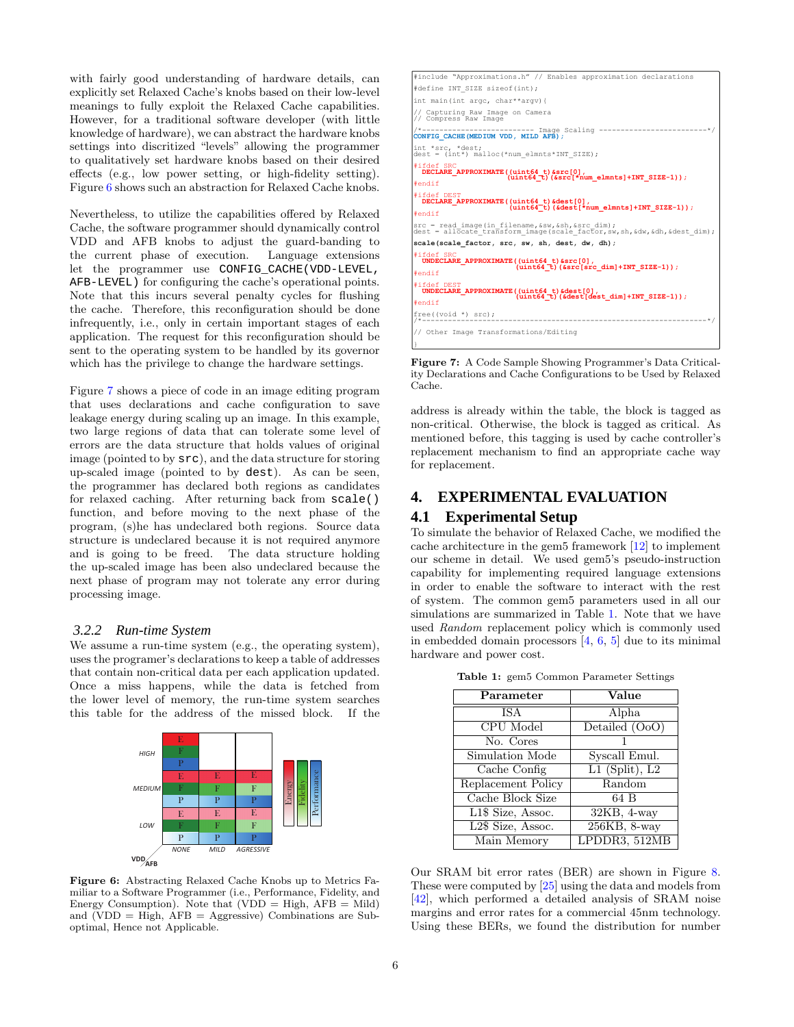with fairly good understanding of hardware details, can explicitly set Relaxed Cache's knobs based on their low-level meanings to fully exploit the Relaxed Cache capabilities. However, for a traditional software developer (with little knowledge of hardware), we can abstract the hardware knobs settings into discritized "levels" allowing the programmer to qualitatively set hardware knobs based on their desired effects (e.g., low power setting, or high-fidelity setting). Figure 6 shows such an abstraction for Relaxed Cache knobs.

Nevertheless, to utilize the capabilities offered by Relaxed Cache, the software programmer should dynamically control VDD and AFB knobs to adjust the guard-banding to the current phase of execution. Language extensions let the programmer use `CONFIG_CACHE(VDD-LEVEL, AFB-LEVEL)` for configuring the cache's operational points. Note that this incurs several penalty cycles for flushing the cache. Therefore, this reconfiguration should be done infrequently, i.e., only in certain important stages of each application. The request for this reconfiguration should be sent to the operating system to be handled by its governor which has the privilege to change the hardware settings.

Figure 7 shows a piece of code in an image editing program that uses declarations and cache configuration to save leakage energy during scaling up an image. In this example, two large regions of data that can tolerate some level of errors are the data structure that holds values of original image (pointed to by `src`), and the data structure for storing up-scaled image (pointed to by `dest`). As can be seen, the programmer has declared both regions as candidates for relaxed caching. After returning back from `scale()` function, and before moving to the next phase of the program, (s)he has undeclared both regions. Source data structure is undeclared because it is not required anymore and is going to be freed. The data structure holding the up-scaled image has been also undeclared because the next phase of program may not tolerate any error during processing image.

### 3.2.2 *Run-time System*

We assume a run-time system (e.g., the operating system), uses the programer's declarations to keep a table of addresses that contain non-critical data per each application updated. Once a miss happens, while the data is fetched from the lower level of memory, the run-time system searches this table for the address of the missed block. If the address is already within the table, the block is tagged as non-critical. Otherwise, the block is tagged as critical. As mentioned before, this tagging is used by cache controller's replacement mechanism to find an appropriate cache way for replacement.

| VDD \ AFB | NONE | MILD | AGRESSIVE |
|---|---|---|---|
| HIGH | E F P | | |
| MEDIUM | E F P | E F P | E F P |
| LOW | E F P | E F P | E F P |

Figure 6: Abstracting Relaxed Cache Knobs up to Metrics Familiar to a Software Programmer (i.e., Performance, Fidelity, and Energy Consumption). Note that (VDD = High, AFB = Mild) and (VDD = High, AFB = Aggressive) Combinations are Sub-optimal, Hence not Applicable.

```
#include "Approximations.h" // Enables approximation declarations
#define INT_SIZE sizeof(int);

int main(int argc, char**argv){

// Capturing Raw Image on Camera
// Compress Raw Image

/*------------------------- Image Scaling -------------------------*/
CONFIG_CACHE(MEDIUM VDD, MILD AFB);

int *src, *dest;
dest = (int*) malloc(*num_elmnts*INT_SIZE);

#ifdef SRC
  DECLARE_APPROXIMATE((uint64_t)&src[0],
                      (uint64_t)(&src[*num_elmnts]+INT_SIZE-1));
#endif

#ifdef DEST
  DECLARE_APPROXIMATE((uint64_t)&dest[0],
                      (uint64_t)(&dest[*num_elmnts]+INT_SIZE-1));
#endif

src = read_image(in_filename,&sw,&sh,&src_dim);
dest = allocate_transform_image(scale_factor,sw,sh,&dw,&dh,&dest_dim);

scale(scale_factor, src, sw, sh, dest, dw, dh);

#ifdef SRC
  UNDECLARE_APPROXIMATE((uint64_t)&src[0],
                        (uint64_t)(&src[src_dim]+INT_SIZE-1));
#endif

#ifdef DEST
  UNDECLARE_APPROXIMATE((uint64_t)&dest[0],
                        (uint64_t)(&dest[dest_dim]+INT_SIZE-1));
#endif

free((void *) src);
/*-----------------------------------------------------------------*/

// Other Image Transformations/Editing
}
```

Figure 7: A Code Sample Showing Programmer's Data Criticality Declarations and Cache Configurations to be Used by Relaxed Cache.

## 4. EXPERIMENTAL EVALUATION

### 4.1 Experimental Setup

To simulate the behavior of Relaxed Cache, we modified the cache architecture in the gem5 framework [12] to implement our scheme in detail. We used gem5's pseudo-instruction capability for implementing required language extensions in order to enable the software to interact with the rest of system. The common gem5 parameters used in all our simulations are summarized in Table 1. Note that we have used *Random* replacement policy which is commonly used in embedded domain processors [4, 6, 5] due to its minimal hardware and power cost.

Table 1: gem5 Common Parameter Settings

| Parameter | Value |
|---|---|
| ISA | Alpha |
| CPU Model | Detailed (OoO) |
| No. Cores | 1 |
| Simulation Mode | Syscall Emul. |
| Cache Config | L1 (Split), L2 |
| Replacement Policy | Random |
| Cache Block Size | 64 B |
| L1$ Size, Assoc. | 32KB, 4-way |
| L2$ Size, Assoc. | 256KB, 8-way |
| Main Memory | LPDDR3, 512MB |

Our SRAM bit error rates (BER) are shown in Figure 8. These were computed by [25] using the data and models from [42], which performed a detailed analysis of SRAM noise margins and error rates for a commercial 45nm technology. Using these BERs, we found the distribution for number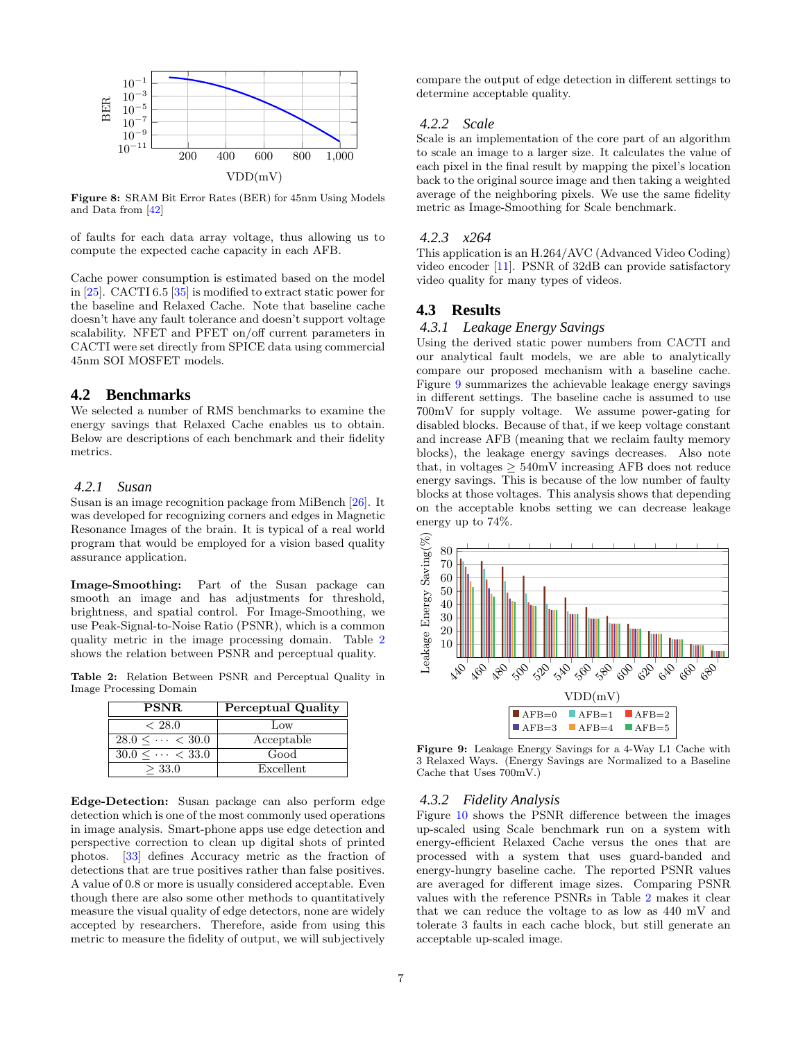Figure 8: SRAM Bit Error Rates (BER) for 45nm Using Models and Data from [42]

of faults for each data array voltage, thus allowing us to compute the expected cache capacity in each AFB.

Cache power consumption is estimated based on the model in [25]. CACTI 6.5 [35] is modified to extract static power for the baseline and Relaxed Cache. Note that baseline cache doesn't have any fault tolerance and doesn't support voltage scalability. NFET and PFET on/off current parameters in CACTI were set directly from SPICE data using commercial 45nm SOI MOSFET models.

## 4.2 Benchmarks

We selected a number of RMS benchmarks to examine the energy savings that Relaxed Cache enables us to obtain. Below are descriptions of each benchmark and their fidelity metrics.

### 4.2.1 Susan

Susan is an image recognition package from MiBench [26]. It was developed for recognizing corners and edges in Magnetic Resonance Images of the brain. It is typical of a real world program that would be employed for a vision based quality assurance application.

**Image-Smoothing:** Part of the Susan package can smooth an image and has adjustments for threshold, brightness, and spatial control. For Image-Smoothing, we use Peak-Signal-to-Noise Ratio (PSNR), which is a common quality metric in the image processing domain. Table 2 shows the relation between PSNR and perceptual quality.

**Table 2:** Relation Between PSNR and Perceptual Quality in Image Processing Domain

| PSNR | Perceptual Quality |
|---|---|
| $< 28.0$ | Low |
| $28.0 \leq \cdots < 30.0$ | Acceptable |
| $30.0 \leq \cdots < 33.0$ | Good |
| $\geq 33.0$ | Excellent |

**Edge-Detection:** Susan package can also perform edge detection which is one of the most commonly used operations in image analysis. Smart-phone apps use edge detection and perspective correction to clean up digital shots of printed photos. [33] defines Accuracy metric as the fraction of detections that are true positives rather than false positives. A value of 0.8 or more is usually considered acceptable. Even though there are also some other methods to quantitatively measure the visual quality of edge detectors, none are widely accepted by researchers. Therefore, aside from using this metric to measure the fidelity of output, we will subjectively compare the output of edge detection in different settings to determine acceptable quality.

### 4.2.2 Scale

Scale is an implementation of the core part of an algorithm to scale an image to a larger size. It calculates the value of each pixel in the final result by mapping the pixel's location back to the original source image and then taking a weighted average of the neighboring pixels. We use the same fidelity metric as Image-Smoothing for Scale benchmark.

### 4.2.3 x264

This application is an H.264/AVC (Advanced Video Coding) video encoder [11]. PSNR of 32dB can provide satisfactory video quality for many types of videos.

## 4.3 Results

### 4.3.1 Leakage Energy Savings

Using the derived static power numbers from CACTI and our analytical fault models, we are able to analytically compare our proposed mechanism with a baseline cache. Figure 9 summarizes the achievable leakage energy savings in different settings. The baseline cache is assumed to use 700mV for supply voltage. We assume power-gating for disabled blocks. Because of that, if we keep voltage constant and increase AFB (meaning that we reclaim faulty memory blocks), the leakage energy savings decreases. Also note that, in voltages $\geq$ 540mV increasing AFB does not reduce energy savings. This is because of the low number of faulty blocks at those voltages. This analysis shows that depending on the acceptable knobs setting we can decrease leakage energy up to 74%.

Figure 9: Leakage Energy Savings for a 4-Way L1 Cache with 3 Relaxed Ways. (Energy Savings are Normalized to a Baseline Cache that Uses 700mV.)

### 4.3.2 Fidelity Analysis

Figure 10 shows the PSNR difference between the images up-scaled using Scale benchmark run on a system with energy-efficient Relaxed Cache versus the ones that are processed with a system that uses guard-banded and energy-hungry baseline cache. The reported PSNR values are averaged for different image sizes. Comparing PSNR values with the reference PSNRs in Table 2 makes it clear that we can reduce the voltage to as low as 440 mV and tolerate 3 faults in each cache block, but still generate an acceptable up-scaled image.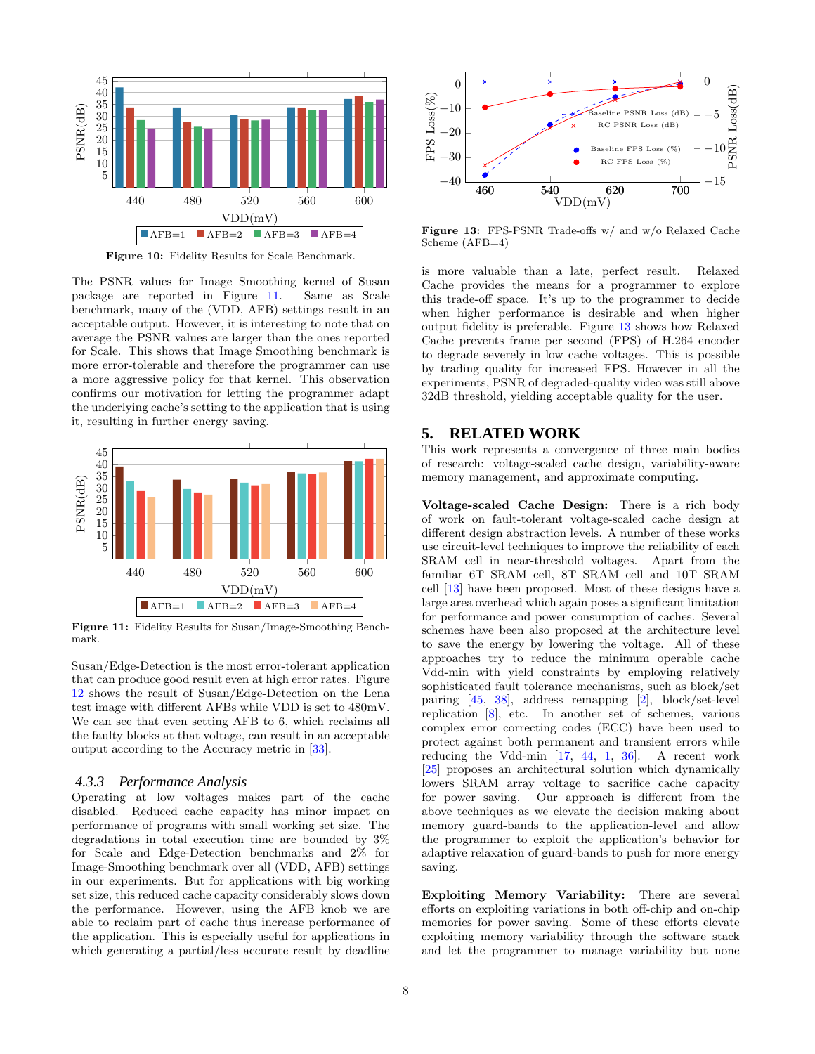Figure 10: Fidelity Results for Scale Benchmark.

The PSNR values for Image Smoothing kernel of Susan package are reported in Figure 11. Same as Scale benchmark, many of the (VDD, AFB) settings result in an acceptable output. However, it is interesting to note that on average the PSNR values are larger than the ones reported for Scale. This shows that Image Smoothing benchmark is more error-tolerable and therefore the programmer can use a more aggressive policy for that kernel. This observation confirms our motivation for letting the programmer adapt the underlying cache's setting to the application that is using it, resulting in further energy saving.

Figure 11: Fidelity Results for Susan/Image-Smoothing Benchmark.

Susan/Edge-Detection is the most error-tolerant application that can produce good result even at high error rates. Figure 12 shows the result of Susan/Edge-Detection on the Lena test image with different AFBs while VDD is set to 480mV. We can see that even setting AFB to 6, which reclaims all the faulty blocks at that voltage, can result in an acceptable output according to the Accuracy metric in [33].

### 4.3.3 *Performance Analysis*

Operating at low voltages makes part of the cache disabled. Reduced cache capacity has minor impact on performance of programs with small working set size. The degradations in total execution time are bounded by 3% for Scale and Edge-Detection benchmarks and 2% for Image-Smoothing benchmark over all (VDD, AFB) settings in our experiments. But for applications with big working set size, this reduced cache capacity considerably slows down the performance. However, using the AFB knob we are able to reclaim part of cache thus increase performance of the application. This is especially useful for applications in which generating a partial/less accurate result by deadline is more valuable than a late, perfect result. Relaxed Cache provides the means for a programmer to explore this trade-off space. It's up to the programmer to decide when higher performance is desirable and when higher output fidelity is preferable. Figure 13 shows how Relaxed Cache prevents frame per second (FPS) of H.264 encoder to degrade severely in low cache voltages. This is possible by trading quality for increased FPS. However in all the experiments, PSNR of degraded-quality video was still above 32dB threshold, yielding acceptable quality for the user.

Figure 13: FPS-PSNR Trade-offs w/ and w/o Relaxed Cache Scheme (AFB=4)

## 5. RELATED WORK

This work represents a convergence of three main bodies of research: voltage-scaled cache design, variability-aware memory management, and approximate computing.

**Voltage-scaled Cache Design:** There is a rich body of work on fault-tolerant voltage-scaled cache design at different design abstraction levels. A number of these works use circuit-level techniques to improve the reliability of each SRAM cell in near-threshold voltages. Apart from the familiar 6T SRAM cell, 8T SRAM cell and 10T SRAM cell [13] have been proposed. Most of these designs have a large area overhead which again poses a significant limitation for performance and power consumption of caches. Several schemes have been also proposed at the architecture level to save the energy by lowering the voltage. All of these approaches try to reduce the minimum operable cache Vdd-min with yield constraints by employing relatively sophisticated fault tolerance mechanisms, such as block/set pairing [45, 38], address remapping [2], block/set-level replication [8], etc. In another set of schemes, various complex error correcting codes (ECC) have been used to protect against both permanent and transient errors while reducing the Vdd-min [17, 44, 1, 36]. A recent work [25] proposes an architectural solution which dynamically lowers SRAM array voltage to sacrifice cache capacity for power saving. Our approach is different from the above techniques as we elevate the decision making about memory guard-bands to the application-level and allow the programmer to exploit the application's behavior for adaptive relaxation of guard-bands to push for more energy saving.

**Exploiting Memory Variability:** There are several efforts on exploiting variations in both off-chip and on-chip memories for power saving. Some of these efforts elevate exploiting memory variability through the software stack and let the programmer to manage variability but none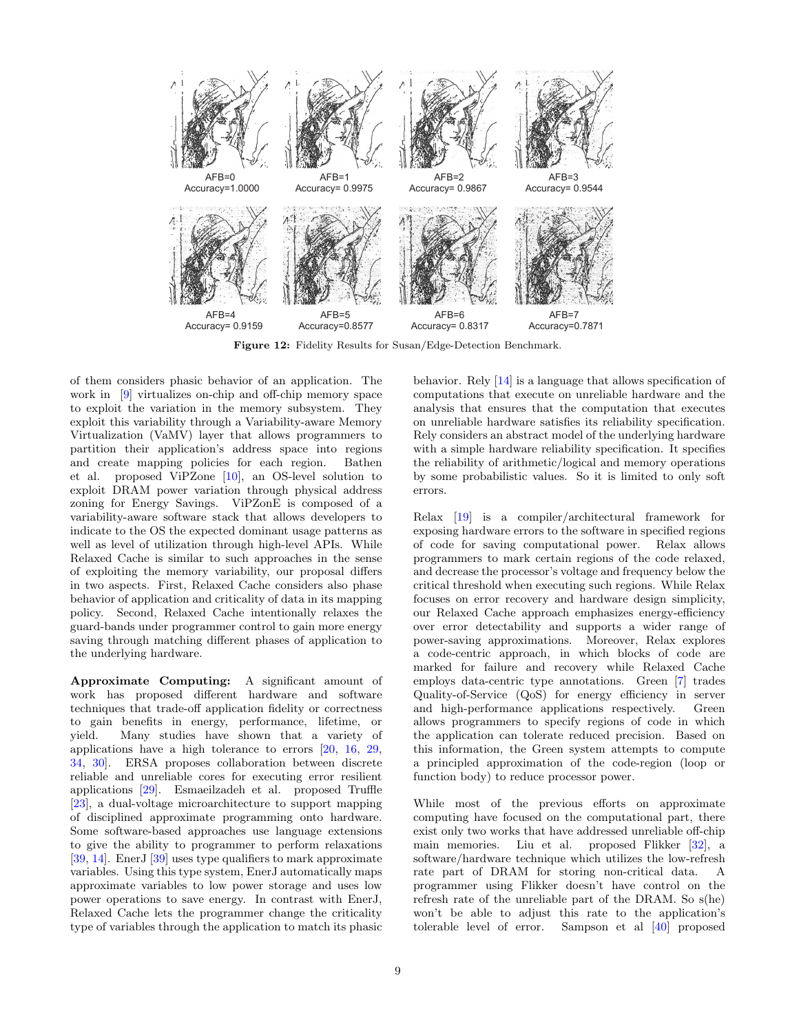AFB=0
Accuracy=1.0000

AFB=1
Accuracy= 0.9975

AFB=2
Accuracy= 0.9867

AFB=3
Accuracy= 0.9544

AFB=4
Accuracy= 0.9159

AFB=5
Accuracy=0.8577

AFB=6
Accuracy= 0.8317

AFB=7
Accuracy=0.7871

**Figure 12:** Fidelity Results for Susan/Edge-Detection Benchmark.

of them considers phasic behavior of an application. The work in [9] virtualizes on-chip and off-chip memory space to exploit the variation in the memory subsystem. They exploit this variability through a Variability-aware Memory Virtualization (VaMV) layer that allows programmers to partition their application's address space into regions and create mapping policies for each region. Bathen et al. proposed ViPZone [10], an OS-level solution to exploit DRAM power variation through physical address zoning for Energy Savings. ViPZonE is composed of a variability-aware software stack that allows developers to indicate to the OS the expected dominant usage patterns as well as level of utilization through high-level APIs. While Relaxed Cache is similar to such approaches in the sense of exploiting the memory variability, our proposal differs in two aspects. First, Relaxed Cache considers also phase behavior of application and criticality of data in its mapping policy. Second, Relaxed Cache intentionally relaxes the guard-bands under programmer control to gain more energy saving through matching different phases of application to the underlying hardware.

**Approximate Computing:** A significant amount of work has proposed different hardware and software techniques that trade-off application fidelity or correctness to gain benefits in energy, performance, lifetime, or yield. Many studies have shown that a variety of applications have a high tolerance to errors [20, 16, 29, 34, 30]. ERSA proposes collaboration between discrete reliable and unreliable cores for executing error resilient applications [29]. Esmaeilzadeh et al. proposed Truffle [23], a dual-voltage microarchitecture to support mapping of disciplined approximate programming onto hardware. Some software-based approaches use language extensions to give the ability to programmer to perform relaxations [39, 14]. EnerJ [39] uses type qualifiers to mark approximate variables. Using this type system, EnerJ automatically maps approximate variables to low power storage and uses low power operations to save energy. In contrast with EnerJ, Relaxed Cache lets the programmer change the criticality type of variables through the application to match its phasic behavior. Rely [14] is a language that allows specification of computations that execute on unreliable hardware and the analysis that ensures that the computation that executes on unreliable hardware satisfies its reliability specification. Rely considers an abstract model of the underlying hardware with a simple hardware reliability specification. It specifies the reliability of arithmetic/logical and memory operations by some probabilistic values. So it is limited to only soft errors.

Relax [19] is a compiler/architectural framework for exposing hardware errors to the software in specified regions of code for saving computational power. Relax allows programmers to mark certain regions of the code relaxed, and decrease the processor's voltage and frequency below the critical threshold when executing such regions. While Relax focuses on error recovery and hardware design simplicity, our Relaxed Cache approach emphasizes energy-efficiency over error detectability and supports a wider range of power-saving approximations. Moreover, Relax explores a code-centric approach, in which blocks of code are marked for failure and recovery while Relaxed Cache employs data-centric type annotations. Green [7] trades Quality-of-Service (QoS) for energy efficiency in server and high-performance applications respectively. Green allows programmers to specify regions of code in which the application can tolerate reduced precision. Based on this information, the Green system attempts to compute a principled approximation of the code-region (loop or function body) to reduce processor power.

While most of the previous efforts on approximate computing have focused on the computational part, there exist only two works that have addressed unreliable off-chip main memories. Liu et al. proposed Flikker [32], a software/hardware technique which utilizes the low-refresh rate part of DRAM for storing non-critical data. A programmer using Flikker doesn't have control on the refresh rate of the unreliable part of the DRAM. So s(he) won't be able to adjust this rate to the application's tolerable level of error. Sampson et al [40] proposed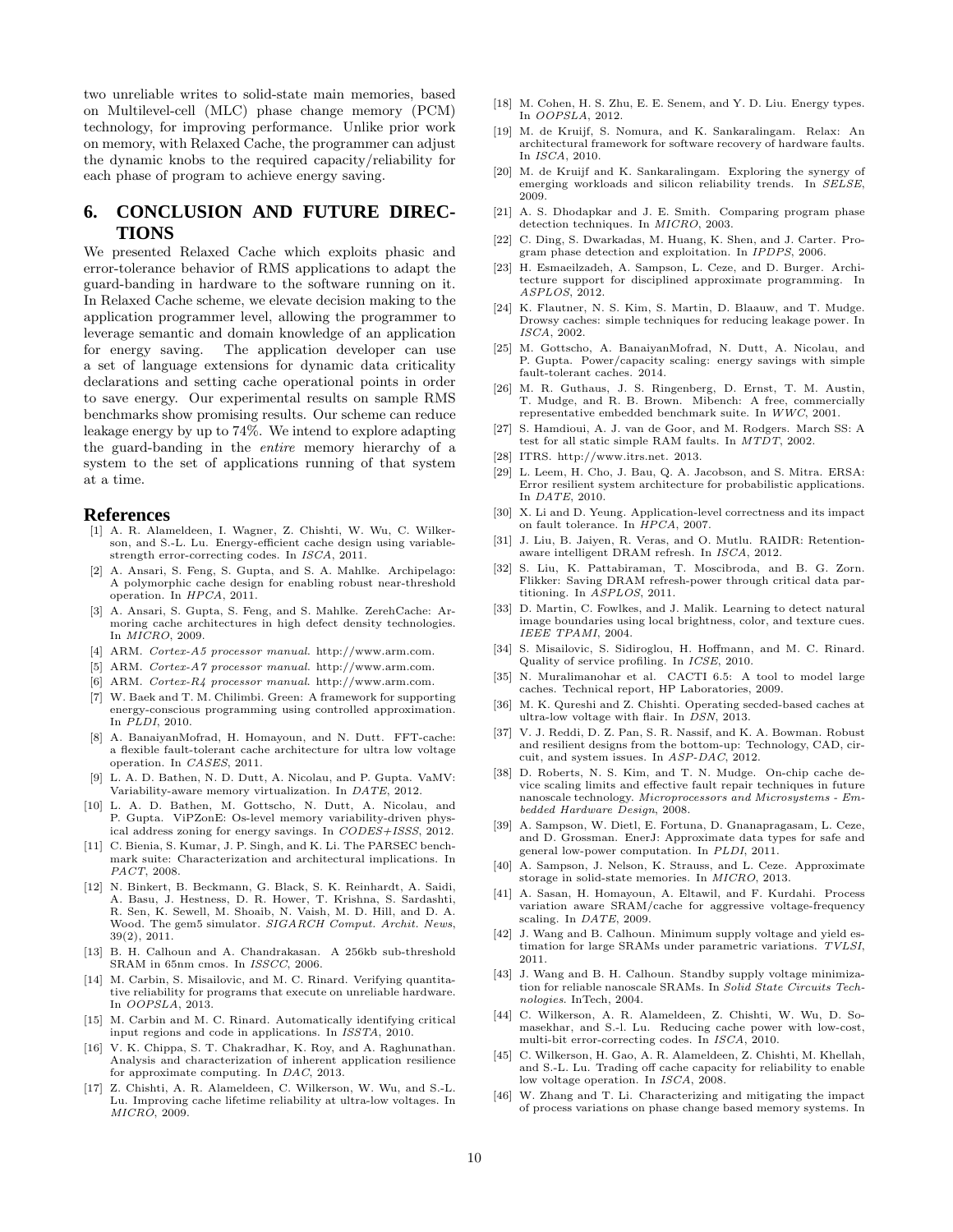two unreliable writes to solid-state main memories, based on Multilevel-cell (MLC) phase change memory (PCM) technology, for improving performance. Unlike prior work on memory, with Relaxed Cache, the programmer can adjust the dynamic knobs to the required capacity/reliability for each phase of program to achieve energy saving.

## 6. CONCLUSION AND FUTURE DIRECTIONS

We presented Relaxed Cache which exploits phasic and error-tolerance behavior of RMS applications to adapt the guard-banding in hardware to the software running on it. In Relaxed Cache scheme, we elevate decision making to the application programmer level, allowing the programmer to leverage semantic and domain knowledge of an application for energy saving. The application developer can use a set of language extensions for dynamic data criticality declarations and setting cache operational points in order to save energy. Our experimental results on sample RMS benchmarks show promising results. Our scheme can reduce leakage energy by up to 74%. We intend to explore adapting the guard-banding in the *entire* memory hierarchy of a system to the set of applications running of that system at a time.

## References

[1] A. R. Alameldeen, I. Wagner, Z. Chishti, W. Wu, C. Wilkerson, and S.-L. Lu. Energy-efficient cache design using variable-strength error-correcting codes. In *ISCA*, 2011.

[2] A. Ansari, S. Feng, S. Gupta, and S. A. Mahlke. Archipelago: A polymorphic cache design for enabling robust near-threshold operation. In *HPCA*, 2011.

[3] A. Ansari, S. Gupta, S. Feng, and S. Mahlke. ZerehCache: Armoring cache architectures in high defect density technologies. In *MICRO*, 2009.

[4] ARM. *Cortex-A5 processor manual*. http://www.arm.com.

[5] ARM. *Cortex-A7 processor manual*. http://www.arm.com.

[6] ARM. *Cortex-R4 processor manual*. http://www.arm.com.

[7] W. Baek and T. M. Chilimbi. Green: A framework for supporting energy-conscious programming using controlled approximation. In *PLDI*, 2010.

[8] A. BanaiyanMofrad, H. Homayoun, and N. Dutt. FFT-cache: a flexible fault-tolerant cache architecture for ultra low voltage operation. In *CASES*, 2011.

[9] L. A. D. Bathen, N. D. Dutt, A. Nicolau, and P. Gupta. VaMV: Variability-aware memory virtualization. In *DATE*, 2012.

[10] L. A. D. Bathen, M. Gottscho, N. Dutt, A. Nicolau, and P. Gupta. ViPZonE: Os-level memory variability-driven physical address zoning for energy savings. In *CODES+ISSS*, 2012.

[11] C. Bienia, S. Kumar, J. P. Singh, and K. Li. The PARSEC benchmark suite: Characterization and architectural implications. In *PACT*, 2008.

[12] N. Binkert, B. Beckmann, G. Black, S. K. Reinhardt, A. Saidi, A. Basu, J. Hestness, D. R. Hower, T. Krishna, S. Sardashti, R. Sen, K. Sewell, M. Shoaib, N. Vaish, M. D. Hill, and D. A. Wood. The gem5 simulator. *SIGARCH Comput. Archit. News*, 39(2), 2011.

[13] B. H. Calhoun and A. Chandrakasan. A 256kb sub-threshold SRAM in 65nm cmos. In *ISSCC*, 2006.

[14] M. Carbin, S. Misailovic, and M. C. Rinard. Verifying quantitative reliability for programs that execute on unreliable hardware. In *OOPSLA*, 2013.

[15] M. Carbin and M. C. Rinard. Automatically identifying critical input regions and code in applications. In *ISSTA*, 2010.

[16] V. K. Chippa, S. T. Chakradhar, K. Roy, and A. Raghunathan. Analysis and characterization of inherent application resilience for approximate computing. In *DAC*, 2013.

[17] Z. Chishti, A. R. Alameldeen, C. Wilkerson, W. Wu, and S.-L. Lu. Improving cache lifetime reliability at ultra-low voltages. In *MICRO*, 2009.

[18] M. Cohen, H. S. Zhu, E. E. Senem, and Y. D. Liu. Energy types. In *OOPSLA*, 2012.

[19] M. de Kruijf, S. Nomura, and K. Sankaralingam. Relax: An architectural framework for software recovery of hardware faults. In *ISCA*, 2010.

[20] M. de Kruijf and K. Sankaralingam. Exploring the synergy of emerging workloads and silicon reliability trends. In *SELSE*, 2009.

[21] A. S. Dhodapkar and J. E. Smith. Comparing program phase detection techniques. In *MICRO*, 2003.

[22] C. Ding, S. Dwarkadas, M. Huang, K. Shen, and J. Carter. Program phase detection and exploitation. In *IPDPS*, 2006.

[23] H. Esmaeilzadeh, A. Sampson, L. Ceze, and D. Burger. Architecture support for disciplined approximate programming. In *ASPLOS*, 2012.

[24] K. Flautner, N. S. Kim, S. Martin, D. Blaauw, and T. Mudge. Drowsy caches: simple techniques for reducing leakage power. In *ISCA*, 2002.

[25] M. Gottscho, A. BanaiyanMofrad, N. Dutt, A. Nicolau, and P. Gupta. Power/capacity scaling: energy savings with simple fault-tolerant caches. 2014.

[26] M. R. Guthaus, J. S. Ringenberg, D. Ernst, T. M. Austin, T. Mudge, and R. B. Brown. Mibench: A free, commercially representative embedded benchmark suite. In *WWC*, 2001.

[27] S. Hamdioui, A. J. van de Goor, and M. Rodgers. March SS: A test for all static simple RAM faults. In *MTDT*, 2002.

[28] ITRS. http://www.itrs.net. 2013.

[29] L. Leem, H. Cho, J. Bau, Q. A. Jacobson, and S. Mitra. ERSA: Error resilient system architecture for probabilistic applications. In *DATE*, 2010.

[30] X. Li and D. Yeung. Application-level correctness and its impact on fault tolerance. In *HPCA*, 2007.

[31] J. Liu, B. Jaiyen, R. Veras, and O. Mutlu. RAIDR: Retention-aware intelligent DRAM refresh. In *ISCA*, 2012.

[32] S. Liu, K. Pattabiraman, T. Moscibroda, and B. G. Zorn. Flikker: Saving DRAM refresh-power through critical data partitioning. In *ASPLOS*, 2011.

[33] D. Martin, C. Fowlkes, and J. Malik. Learning to detect natural image boundaries using local brightness, color, and texture cues. *IEEE TPAMI*, 2004.

[34] S. Misailovic, S. Sidiroglou, H. Hoffmann, and M. C. Rinard. Quality of service profiling. In *ICSE*, 2010.

[35] N. Muralimanohar et al. CACTI 6.5: A tool to model large caches. Technical report, HP Laboratories, 2009.

[36] M. K. Qureshi and Z. Chishti. Operating secded-based caches at ultra-low voltage with flair. In *DSN*, 2013.

[37] V. J. Reddi, D. Z. Pan, S. R. Nassif, and K. A. Bowman. Robust and resilient designs from the bottom-up: Technology, CAD, circuit, and system issues. In *ASP-DAC*, 2012.

[38] D. Roberts, N. S. Kim, and T. N. Mudge. On-chip cache device scaling limits and effective fault repair techniques in future nanoscale technology. *Microprocessors and Microsystems - Embedded Hardware Design*, 2008.

[39] A. Sampson, W. Dietl, E. Fortuna, D. Gnanapragasam, L. Ceze, and D. Grossman. EnerJ: Approximate data types for safe and general low-power computation. In *PLDI*, 2011.

[40] A. Sampson, J. Nelson, K. Strauss, and L. Ceze. Approximate storage in solid-state memories. In *MICRO*, 2013.

[41] A. Sasan, H. Homayoun, A. Eltawil, and F. Kurdahi. Process variation aware SRAM/cache for aggressive voltage-frequency scaling. In *DATE*, 2009.

[42] J. Wang and B. Calhoun. Minimum supply voltage and yield estimation for large SRAMs under parametric variations. *TVLSI*, 2011.

[43] J. Wang and B. H. Calhoun. Standby supply voltage minimization for reliable nanoscale SRAMs. In *Solid State Circuits Technologies*. InTech, 2004.

[44] C. Wilkerson, A. R. Alameldeen, Z. Chishti, W. Wu, D. Somasekhar, and S.-l. Lu. Reducing cache power with low-cost, multi-bit error-correcting codes. In *ISCA*, 2010.

[45] C. Wilkerson, H. Gao, A. R. Alameldeen, Z. Chishti, M. Khellah, and S.-L. Lu. Trading off cache capacity for reliability to enable low voltage operation. In *ISCA*, 2008.

[46] W. Zhang and T. Li. Characterizing and mitigating the impact of process variations on phase change based memory systems. In